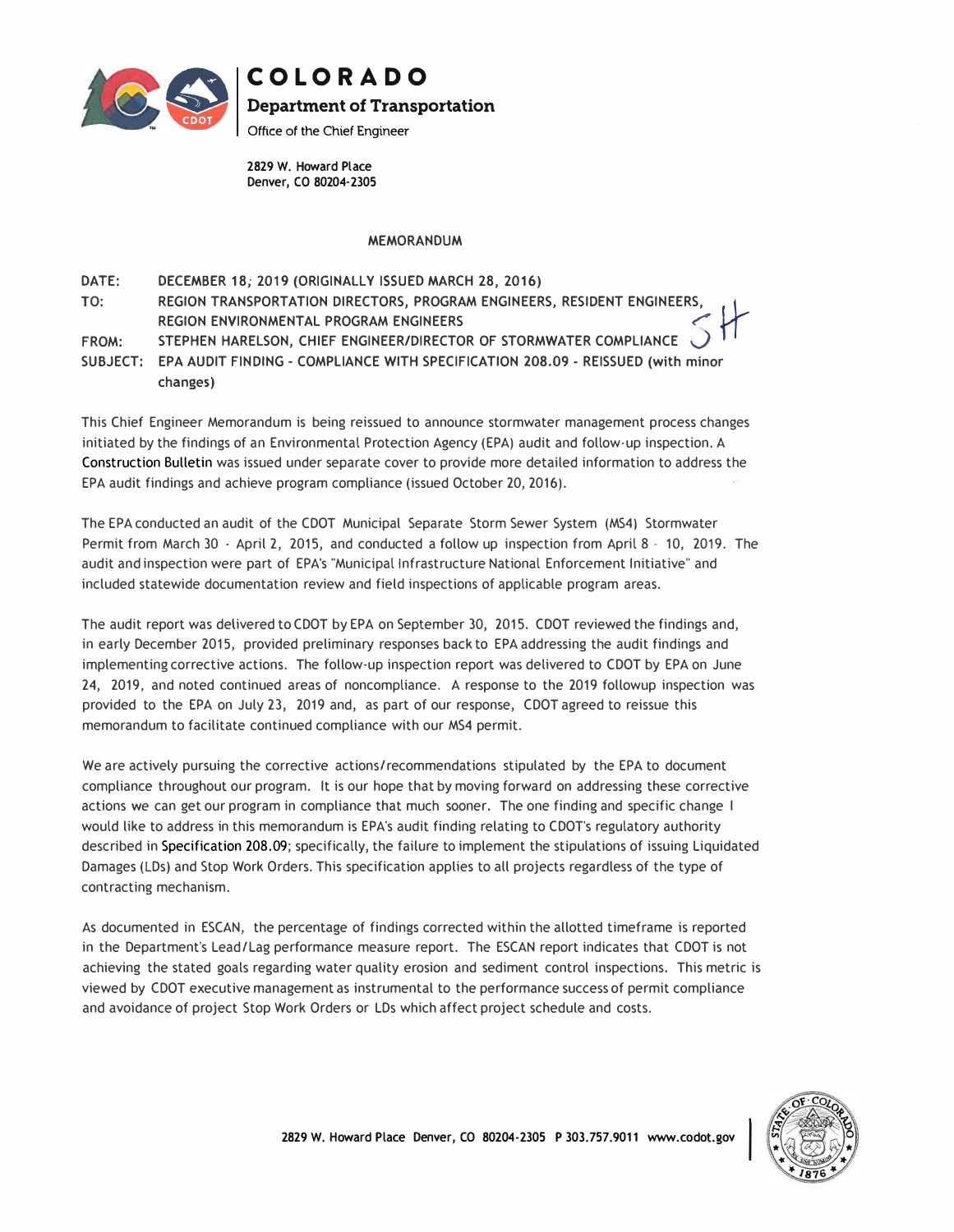# COLORADO

**Department of Transportation**

Office of the Chief Engineer

**2829 W. Howard Place**
**Denver, CO 80204-2305**

## MEMORANDUM

| | |
|---|---|
| **DATE:** | **DECEMBER 18, 2019 (ORIGINALLY ISSUED MARCH 28, 2016)** |
| **TO:** | **REGION TRANSPORTATION DIRECTORS, PROGRAM ENGINEERS, RESIDENT ENGINEERS, REGION ENVIRONMENTAL PROGRAM ENGINEERS** |
| **FROM:** | **STEPHEN HARELSON, CHIEF ENGINEER/DIRECTOR OF STORMWATER COMPLIANCE** SH |
| **SUBJECT:** | **EPA AUDIT FINDING - COMPLIANCE WITH SPECIFICATION 208.09 - REISSUED (with minor changes)** |

This Chief Engineer Memorandum is being reissued to announce stormwater management process changes initiated by the findings of an Environmental Protection Agency (EPA) audit and follow-up inspection. A Construction Bulletin was issued under separate cover to provide more detailed information to address the EPA audit findings and achieve program compliance (issued October 20, 2016).

The EPA conducted an audit of the CDOT Municipal Separate Storm Sewer System (MS4) Stormwater Permit from March 30 - April 2, 2015, and conducted a follow up inspection from April 8 - 10, 2019. The audit and inspection were part of EPA's "Municipal Infrastructure National Enforcement Initiative" and included statewide documentation review and field inspections of applicable program areas.

The audit report was delivered to CDOT by EPA on September 30, 2015. CDOT reviewed the findings and, in early December 2015, provided preliminary responses back to EPA addressing the audit findings and implementing corrective actions. The follow-up inspection report was delivered to CDOT by EPA on June 24, 2019, and noted continued areas of noncompliance. A response to the 2019 followup inspection was provided to the EPA on July 23, 2019 and, as part of our response, CDOT agreed to reissue this memorandum to facilitate continued compliance with our MS4 permit.

We are actively pursuing the corrective actions/recommendations stipulated by the EPA to document compliance throughout our program. It is our hope that by moving forward on addressing these corrective actions we can get our program in compliance that much sooner. The one finding and specific change I would like to address in this memorandum is EPA's audit finding relating to CDOT's regulatory authority described in Specification 208.09; specifically, the failure to implement the stipulations of issuing Liquidated Damages (LDs) and Stop Work Orders. This specification applies to all projects regardless of the type of contracting mechanism.

As documented in ESCAN, the percentage of findings corrected within the allotted timeframe is reported in the Department's Lead/Lag performance measure report. The ESCAN report indicates that CDOT is not achieving the stated goals regarding water quality erosion and sediment control inspections. This metric is viewed by CDOT executive management as instrumental to the performance success of permit compliance and avoidance of project Stop Work Orders or LDs which affect project schedule and costs.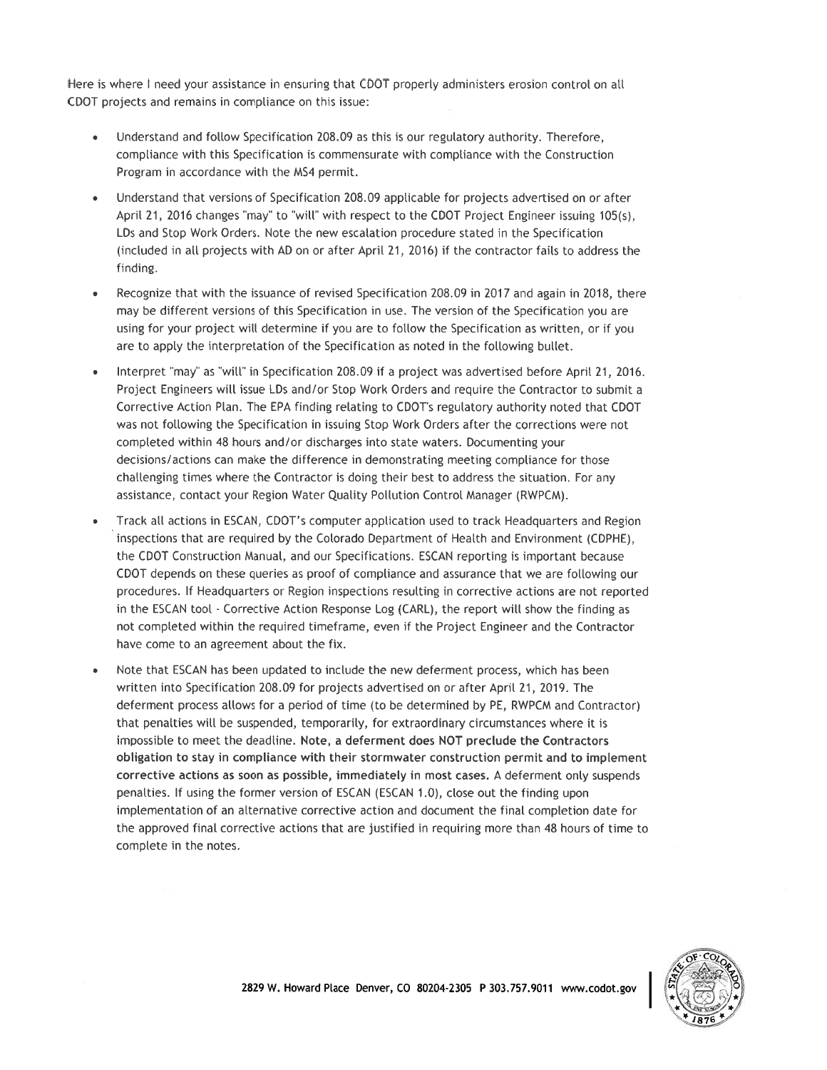Here is where I need your assistance in ensuring that CDOT properly administers erosion control on all CDOT projects and remains in compliance on this issue:

- Understand and follow Specification 208.09 as this is our regulatory authority. Therefore, compliance with this Specification is commensurate with compliance with the Construction Program in accordance with the MS4 permit.
- Understand that versions of Specification 208.09 applicable for projects advertised on or after April 21, 2016 changes "may" to "will" with respect to the CDOT Project Engineer issuing 105(s), LDs and Stop Work Orders. Note the new escalation procedure stated in the Specification (included in all projects with AD on or after April 21, 2016) if the contractor fails to address the finding.
- Recognize that with the issuance of revised Specification 208.09 in 2017 and again in 2018, there may be different versions of this Specification in use. The version of the Specification you are using for your project will determine if you are to follow the Specification as written, or if you are to apply the interpretation of the Specification as noted in the following bullet.
- Interpret "may" as "will" in Specification 208.09 if a project was advertised before April 21, 2016. Project Engineers will issue LDs and/or Stop Work Orders and require the Contractor to submit a Corrective Action Plan. The EPA finding relating to CDOT's regulatory authority noted that CDOT was not following the Specification in issuing Stop Work Orders after the corrections were not completed within 48 hours and/or discharges into state waters. Documenting your decisions/actions can make the difference in demonstrating meeting compliance for those challenging times where the Contractor is doing their best to address the situation. For any assistance, contact your Region Water Quality Pollution Control Manager (RWPCM).
- Track all actions in ESCAN, CDOT's computer application used to track Headquarters and Region inspections that are required by the Colorado Department of Health and Environment (CDPHE), the CDOT Construction Manual, and our Specifications. ESCAN reporting is important because CDOT depends on these queries as proof of compliance and assurance that we are following our procedures. If Headquarters or Region inspections resulting in corrective actions are not reported in the ESCAN tool - Corrective Action Response Log (CARL), the report will show the finding as not completed within the required timeframe, even if the Project Engineer and the Contractor have come to an agreement about the fix.
- Note that ESCAN has been updated to include the new deferment process, which has been written into Specification 208.09 for projects advertised on or after April 21, 2019. The deferment process allows for a period of time (to be determined by PE, RWPCM and Contractor) that penalties will be suspended, temporarily, for extraordinary circumstances where it is impossible to meet the deadline. **Note, a deferment does NOT preclude the Contractors obligation to stay in compliance with their stormwater construction permit and to implement corrective actions as soon as possible, immediately in most cases.** A deferment only suspends penalties. If using the former version of ESCAN (ESCAN 1.0), close out the finding upon implementation of an alternative corrective action and document the final completion date for the approved final corrective actions that are justified in requiring more than 48 hours of time to complete in the notes.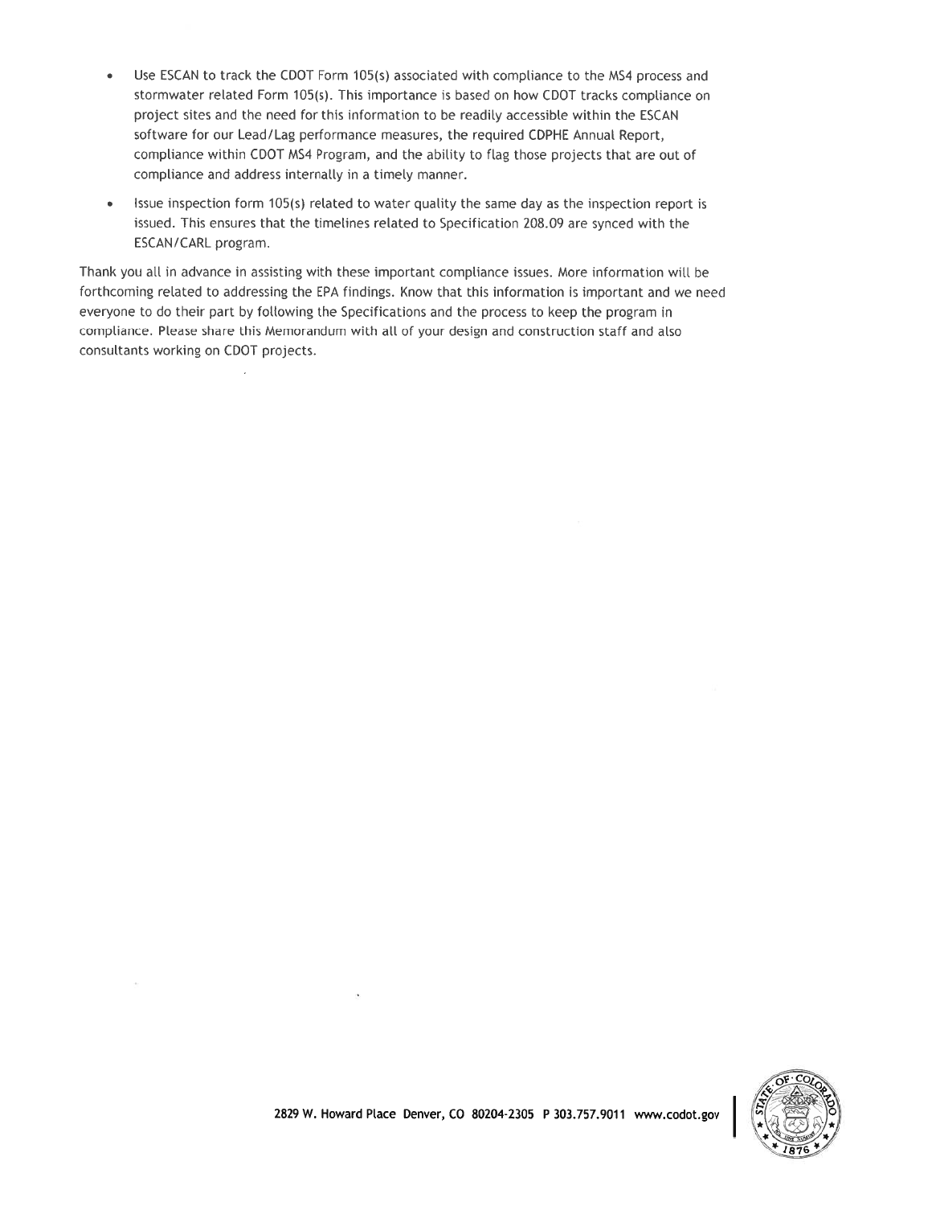- Use ESCAN to track the CDOT Form 105(s) associated with compliance to the MS4 process and stormwater related Form 105(s). This importance is based on how CDOT tracks compliance on project sites and the need for this information to be readily accessible within the ESCAN software for our Lead/Lag performance measures, the required CDPHE Annual Report, compliance within CDOT MS4 Program, and the ability to flag those projects that are out of compliance and address internally in a timely manner.
- Issue inspection form 105(s) related to water quality the same day as the inspection report is issued. This ensures that the timelines related to Specification 208.09 are synced with the ESCAN/CARL program.

Thank you all in advance in assisting with these important compliance issues. More information will be forthcoming related to addressing the EPA findings. Know that this information is important and we need everyone to do their part by following the Specifications and the process to keep the program in compliance. Please share this Memorandum with all of your design and construction staff and also consultants working on CDOT projects.